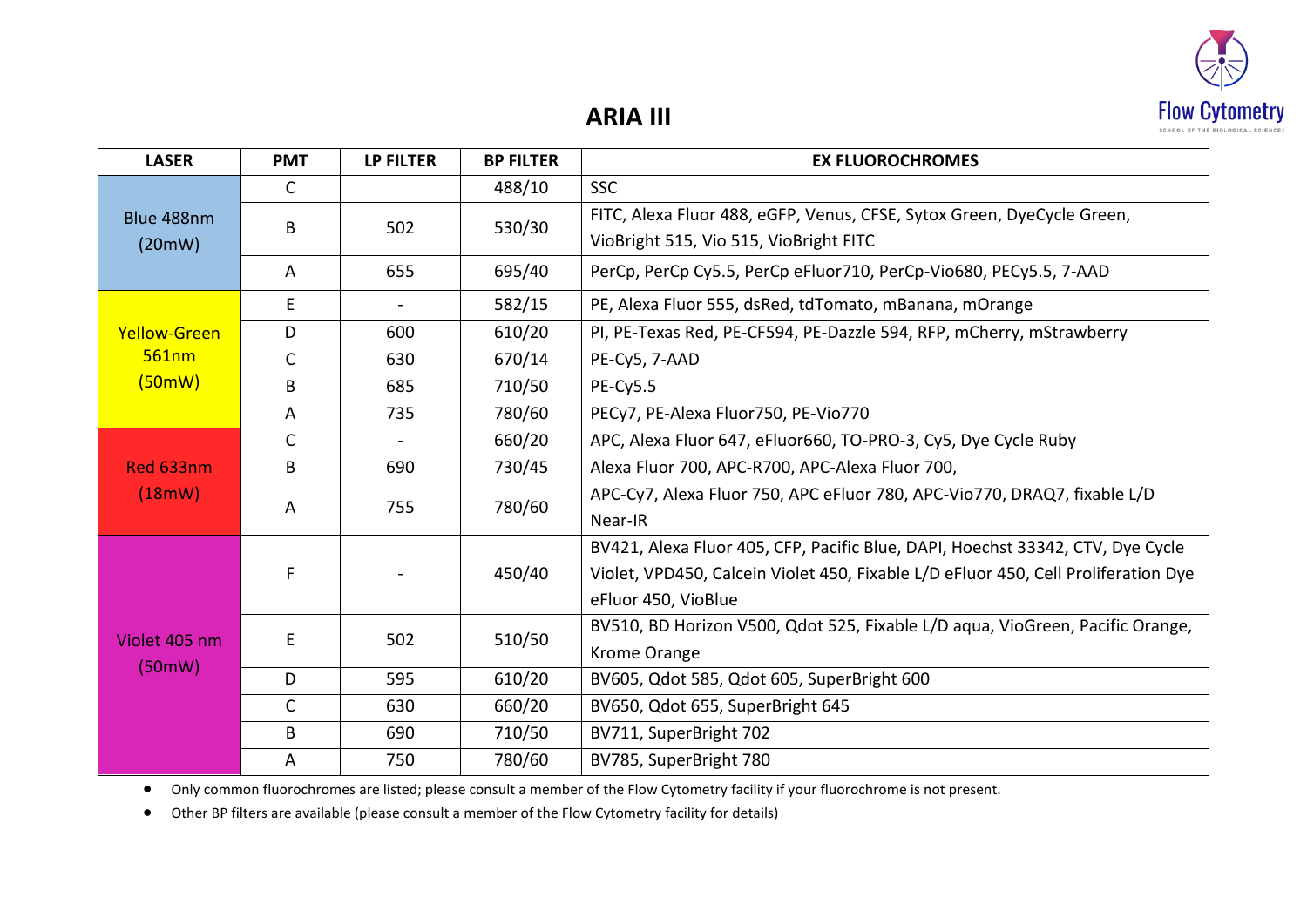# ARIA III

| LASER | PMT | LP FILTER | BP FILTER | EX FLUOROCHROMES |
|---|---|---|---|---|
| Blue 488nm (20mW) | C | | 488/10 | SSC |
| | B | 502 | 530/30 | FITC, Alexa Fluor 488, eGFP, Venus, CFSE, Sytox Green, DyeCycle Green, VioBright 515, Vio 515, VioBright FITC |
| | A | 655 | 695/40 | PerCp, PerCp Cy5.5, PerCp eFluor710, PerCp-Vio680, PECy5.5, 7-AAD |
| Yellow-Green 561nm (50mW) | E | - | 582/15 | PE, Alexa Fluor 555, dsRed, tdTomato, mBanana, mOrange |
| | D | 600 | 610/20 | PI, PE-Texas Red, PE-CF594, PE-Dazzle 594, RFP, mCherry, mStrawberry |
| | C | 630 | 670/14 | PE-Cy5, 7-AAD |
| | B | 685 | 710/50 | PE-Cy5.5 |
| | A | 735 | 780/60 | PECy7, PE-Alexa Fluor750, PE-Vio770 |
| Red 633nm (18mW) | C | - | 660/20 | APC, Alexa Fluor 647, eFluor660, TO-PRO-3, Cy5, Dye Cycle Ruby |
| | B | 690 | 730/45 | Alexa Fluor 700, APC-R700, APC-Alexa Fluor 700, |
| | A | 755 | 780/60 | APC-Cy7, Alexa Fluor 750, APC eFluor 780, APC-Vio770, DRAQ7, fixable L/D Near-IR |
| Violet 405 nm (50mW) | F | - | 450/40 | BV421, Alexa Fluor 405, CFP, Pacific Blue, DAPI, Hoechst 33342, CTV, Dye Cycle Violet, VPD450, Calcein Violet 450, Fixable L/D eFluor 450, Cell Proliferation Dye eFluor 450, VioBlue |
| | E | 502 | 510/50 | BV510, BD Horizon V500, Qdot 525, Fixable L/D aqua, VioGreen, Pacific Orange, Krome Orange |
| | D | 595 | 610/20 | BV605, Qdot 585, Qdot 605, SuperBright 600 |
| | C | 630 | 660/20 | BV650, Qdot 655, SuperBright 645 |
| | B | 690 | 710/50 | BV711, SuperBright 702 |
| | A | 750 | 780/60 | BV785, SuperBright 780 |

- Only common fluorochromes are listed; please consult a member of the Flow Cytometry facility if your fluorochrome is not present.
- Other BP filters are available (please consult a member of the Flow Cytometry facility for details)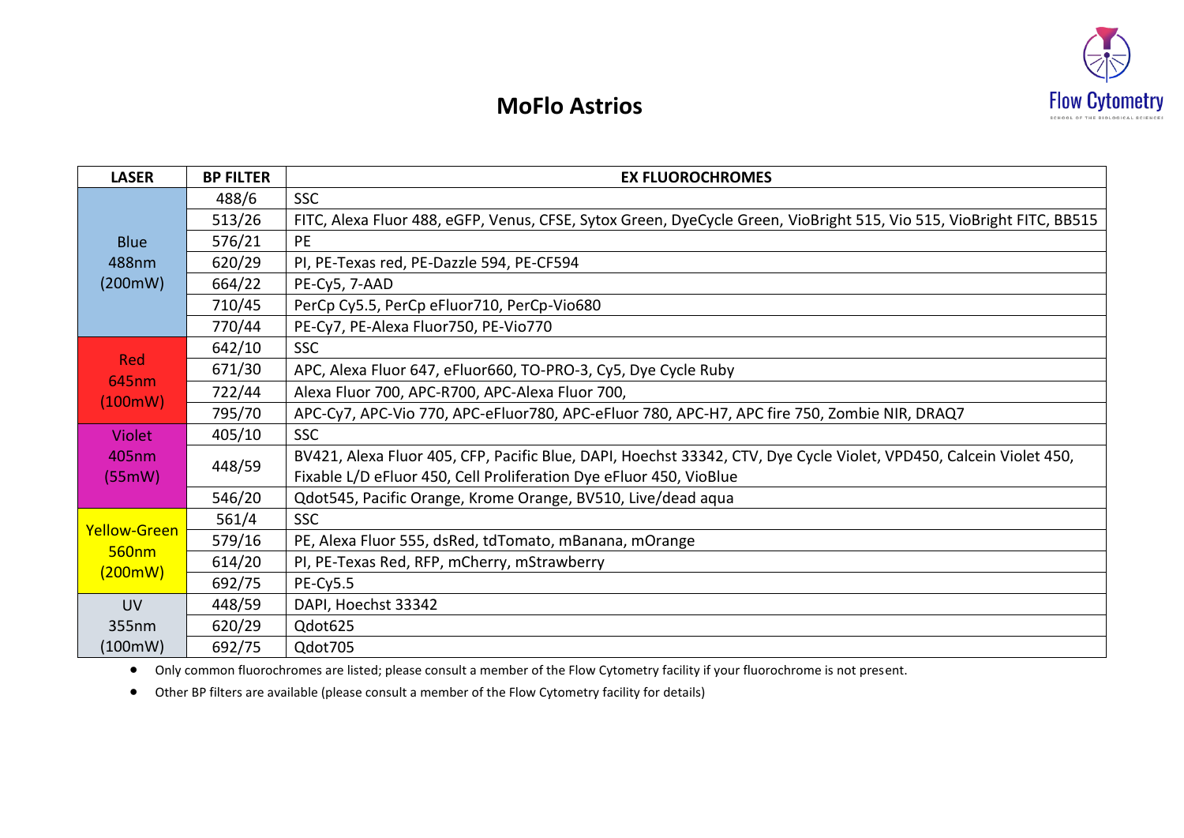# MoFlo Astrios

| LASER | BP FILTER | EX FLUOROCHROMES |
|---|---|---|
| Blue 488nm (200mW) | 488/6 | SSC |
| | 513/26 | FITC, Alexa Fluor 488, eGFP, Venus, CFSE, Sytox Green, DyeCycle Green, VioBright 515, Vio 515, VioBright FITC, BB515 |
| | 576/21 | PE |
| | 620/29 | PI, PE-Texas red, PE-Dazzle 594, PE-CF594 |
| | 664/22 | PE-Cy5, 7-AAD |
| | 710/45 | PerCp Cy5.5, PerCp eFluor710, PerCp-Vio680 |
| | 770/44 | PE-Cy7, PE-Alexa Fluor750, PE-Vio770 |
| Red 645nm (100mW) | 642/10 | SSC |
| | 671/30 | APC, Alexa Fluor 647, eFluor660, TO-PRO-3, Cy5, Dye Cycle Ruby |
| | 722/44 | Alexa Fluor 700, APC-R700, APC-Alexa Fluor 700, |
| | 795/70 | APC-Cy7, APC-Vio 770, APC-eFluor780, APC-eFluor 780, APC-H7, APC fire 750, Zombie NIR, DRAQ7 |
| Violet 405nm (55mW) | 405/10 | SSC |
| | 448/59 | BV421, Alexa Fluor 405, CFP, Pacific Blue, DAPI, Hoechst 33342, CTV, Dye Cycle Violet, VPD450, Calcein Violet 450, Fixable L/D eFluor 450, Cell Proliferation Dye eFluor 450, VioBlue |
| | 546/20 | Qdot545, Pacific Orange, Krome Orange, BV510, Live/dead aqua |
| Yellow-Green 560nm (200mW) | 561/4 | SSC |
| | 579/16 | PE, Alexa Fluor 555, dsRed, tdTomato, mBanana, mOrange |
| | 614/20 | PI, PE-Texas Red, RFP, mCherry, mStrawberry |
| | 692/75 | PE-Cy5.5 |
| UV 355nm (100mW) | 448/59 | DAPI, Hoechst 33342 |
| | 620/29 | Qdot625 |
| | 692/75 | Qdot705 |

- Only common fluorochromes are listed; please consult a member of the Flow Cytometry facility if your fluorochrome is not present.
- Other BP filters are available (please consult a member of the Flow Cytometry facility for details)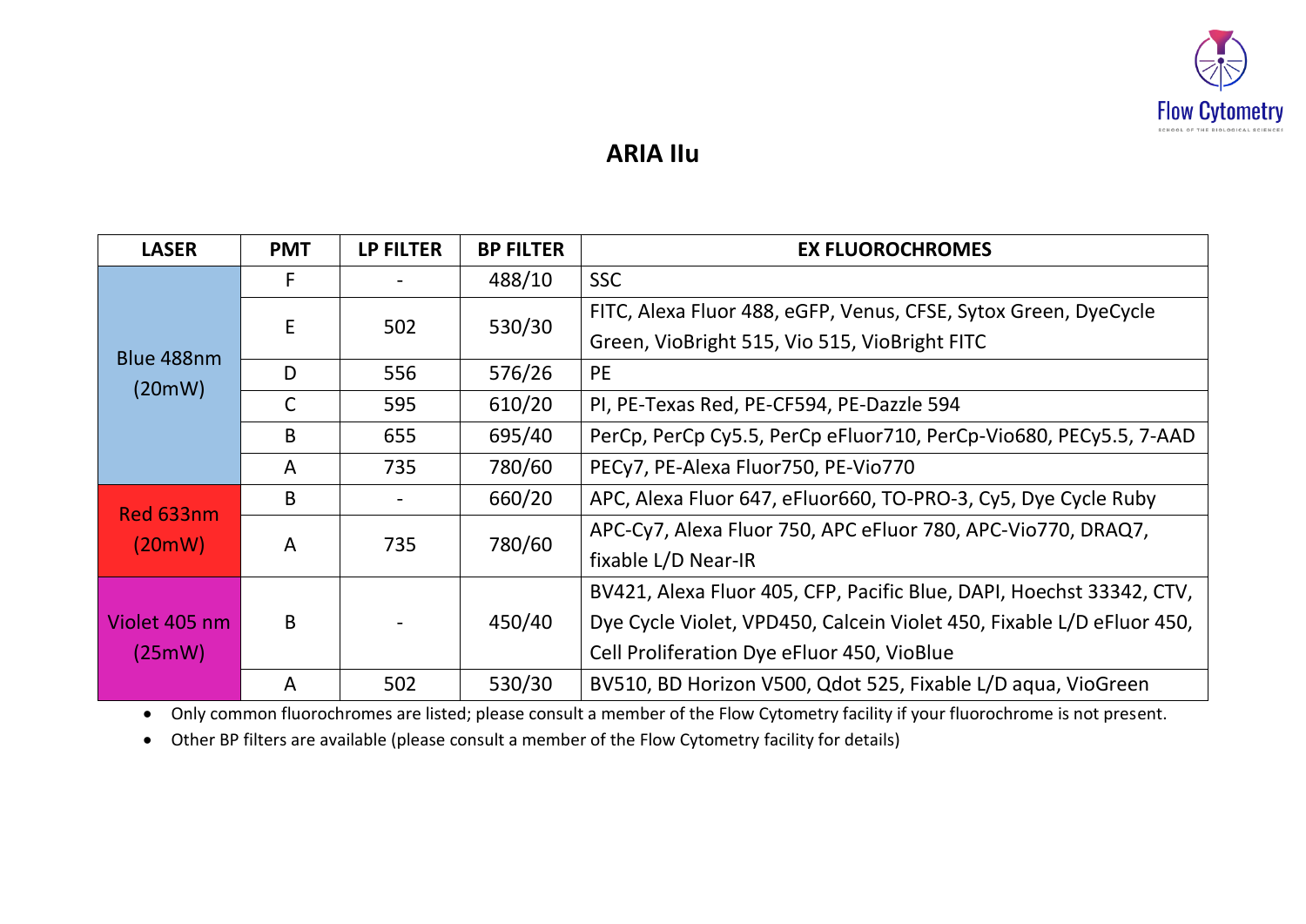## ARIA IIu

| LASER | PMT | LP FILTER | BP FILTER | EX FLUOROCHROMES |
|---|---|---|---|---|
| Blue 488nm (20mW) | F | - | 488/10 | SSC |
| | E | 502 | 530/30 | FITC, Alexa Fluor 488, eGFP, Venus, CFSE, Sytox Green, DyeCycle Green, VioBright 515, Vio 515, VioBright FITC |
| | D | 556 | 576/26 | PE |
| | C | 595 | 610/20 | PI, PE-Texas Red, PE-CF594, PE-Dazzle 594 |
| | B | 655 | 695/40 | PerCp, PerCp Cy5.5, PerCp eFluor710, PerCp-Vio680, PECy5.5, 7-AAD |
| | A | 735 | 780/60 | PECy7, PE-Alexa Fluor750, PE-Vio770 |
| Red 633nm (20mW) | B | - | 660/20 | APC, Alexa Fluor 647, eFluor660, TO-PRO-3, Cy5, Dye Cycle Ruby |
| | A | 735 | 780/60 | APC-Cy7, Alexa Fluor 750, APC eFluor 780, APC-Vio770, DRAQ7, fixable L/D Near-IR |
| Violet 405 nm (25mW) | B | - | 450/40 | BV421, Alexa Fluor 405, CFP, Pacific Blue, DAPI, Hoechst 33342, CTV, Dye Cycle Violet, VPD450, Calcein Violet 450, Fixable L/D eFluor 450, Cell Proliferation Dye eFluor 450, VioBlue |
| | A | 502 | 530/30 | BV510, BD Horizon V500, Qdot 525, Fixable L/D aqua, VioGreen |

- Only common fluorochromes are listed; please consult a member of the Flow Cytometry facility if your fluorochrome is not present.
- Other BP filters are available (please consult a member of the Flow Cytometry facility for details)